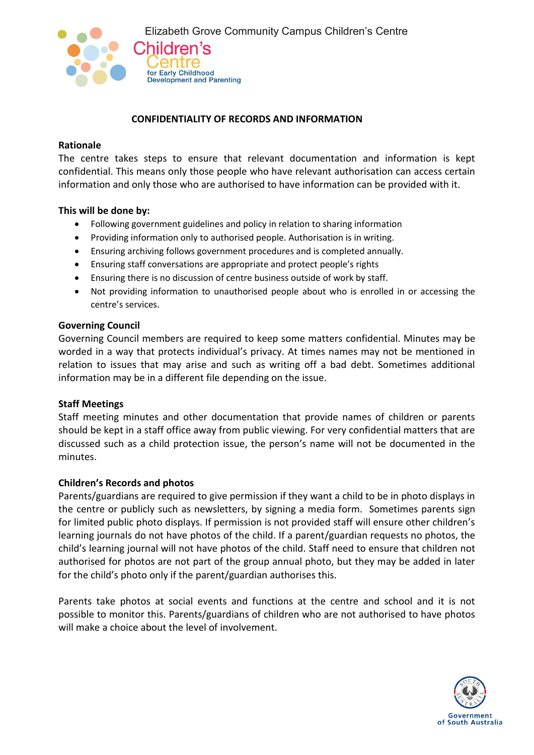Elizabeth Grove Community Campus Children's Centre

Children's Centre for Early Childhood Development and Parenting

# CONFIDENTIALITY OF RECORDS AND INFORMATION

## Rationale

The centre takes steps to ensure that relevant documentation and information is kept confidential. This means only those people who have relevant authorisation can access certain information and only those who are authorised to have information can be provided with it.

## This will be done by:

- Following government guidelines and policy in relation to sharing information
- Providing information only to authorised people. Authorisation is in writing.
- Ensuring archiving follows government procedures and is completed annually.
- Ensuring staff conversations are appropriate and protect people's rights
- Ensuring there is no discussion of centre business outside of work by staff.
- Not providing information to unauthorised people about who is enrolled in or accessing the centre's services.

## Governing Council

Governing Council members are required to keep some matters confidential. Minutes may be worded in a way that protects individual's privacy. At times names may not be mentioned in relation to issues that may arise and such as writing off a bad debt. Sometimes additional information may be in a different file depending on the issue.

## Staff Meetings

Staff meeting minutes and other documentation that provide names of children or parents should be kept in a staff office away from public viewing. For very confidential matters that are discussed such as a child protection issue, the person's name will not be documented in the minutes.

## Children's Records and photos

Parents/guardians are required to give permission if they want a child to be in photo displays in the centre or publicly such as newsletters, by signing a media form. Sometimes parents sign for limited public photo displays. If permission is not provided staff will ensure other children's learning journals do not have photos of the child. If a parent/guardian requests no photos, the child's learning journal will not have photos of the child. Staff need to ensure that children not authorised for photos are not part of the group annual photo, but they may be added in later for the child's photo only if the parent/guardian authorises this.

Parents take photos at social events and functions at the centre and school and it is not possible to monitor this. Parents/guardians of children who are not authorised to have photos will make a choice about the level of involvement.

Government of South Australia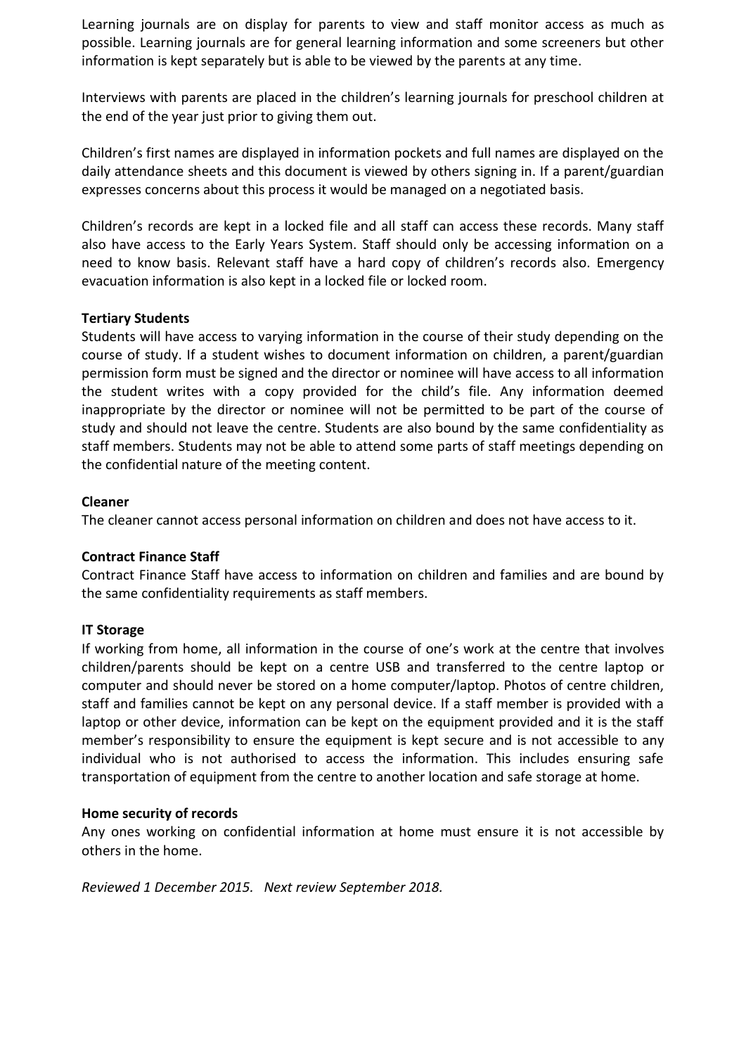Learning journals are on display for parents to view and staff monitor access as much as possible. Learning journals are for general learning information and some screeners but other information is kept separately but is able to be viewed by the parents at any time.

Interviews with parents are placed in the children's learning journals for preschool children at the end of the year just prior to giving them out.

Children's first names are displayed in information pockets and full names are displayed on the daily attendance sheets and this document is viewed by others signing in. If a parent/guardian expresses concerns about this process it would be managed on a negotiated basis.

Children's records are kept in a locked file and all staff can access these records. Many staff also have access to the Early Years System. Staff should only be accessing information on a need to know basis. Relevant staff have a hard copy of children's records also. Emergency evacuation information is also kept in a locked file or locked room.

**Tertiary Students**

Students will have access to varying information in the course of their study depending on the course of study. If a student wishes to document information on children, a parent/guardian permission form must be signed and the director or nominee will have access to all information the student writes with a copy provided for the child's file. Any information deemed inappropriate by the director or nominee will not be permitted to be part of the course of study and should not leave the centre. Students are also bound by the same confidentiality as staff members. Students may not be able to attend some parts of staff meetings depending on the confidential nature of the meeting content.

**Cleaner**

The cleaner cannot access personal information on children and does not have access to it.

**Contract Finance Staff**

Contract Finance Staff have access to information on children and families and are bound by the same confidentiality requirements as staff members.

**IT Storage**

If working from home, all information in the course of one's work at the centre that involves children/parents should be kept on a centre USB and transferred to the centre laptop or computer and should never be stored on a home computer/laptop. Photos of centre children, staff and families cannot be kept on any personal device. If a staff member is provided with a laptop or other device, information can be kept on the equipment provided and it is the staff member's responsibility to ensure the equipment is kept secure and is not accessible to any individual who is not authorised to access the information. This includes ensuring safe transportation of equipment from the centre to another location and safe storage at home.

**Home security of records**

Any ones working on confidential information at home must ensure it is not accessible by others in the home.

*Reviewed 1 December 2015. Next review September 2018.*